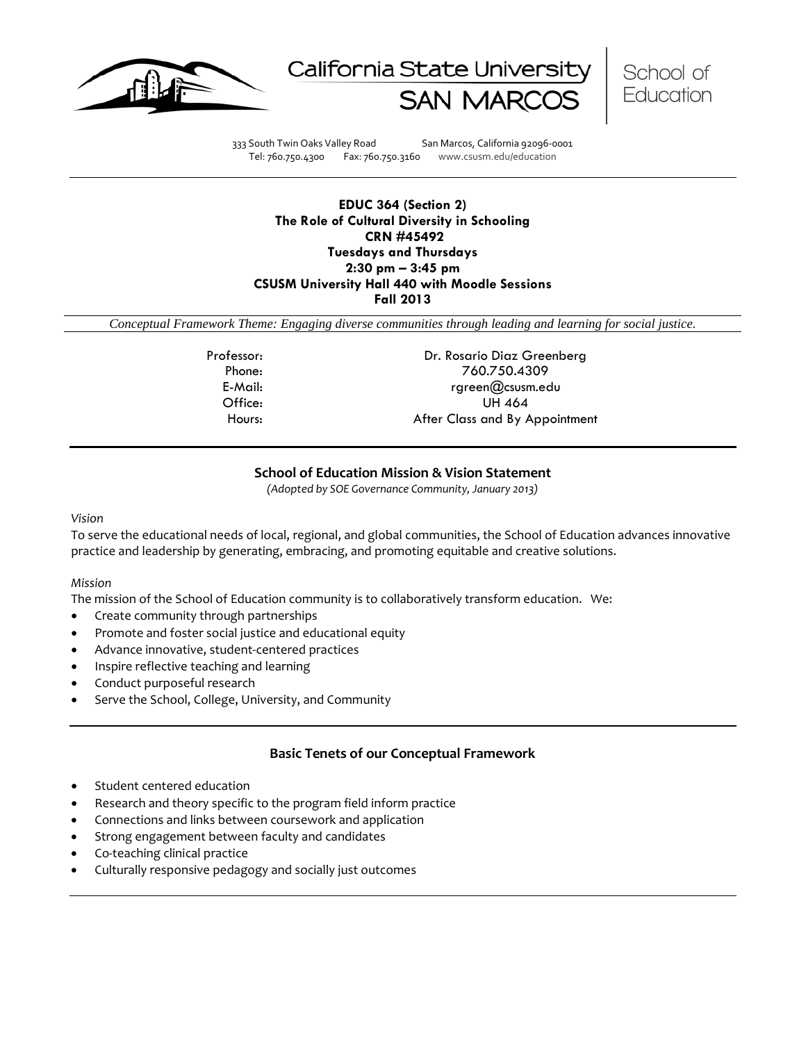California State University SAN MARCOS | School of Education

333 South Twin Oaks Valley Road San Marcos, California 92096-0001
Tel: 760.750.4300 Fax: 760.750.3160 www.csusm.edu/education

**EDUC 364 (Section 2)**
**The Role of Cultural Diversity in Schooling**
**CRN #45492**
**Tuesdays and Thursdays**
**2:30 pm – 3:45 pm**
**CSUSM University Hall 440 with Moodle Sessions**
**Fall 2013**

*Conceptual Framework Theme: Engaging diverse communities through leading and learning for social justice.*

| | |
|---|---|
| Professor: | Dr. Rosario Diaz Greenberg |
| Phone: | 760.750.4309 |
| E-Mail: | rgreen@csusm.edu |
| Office: | UH 464 |
| Hours: | After Class and By Appointment |

## School of Education Mission & Vision Statement

*(Adopted by SOE Governance Community, January 2013)*

*Vision*

To serve the educational needs of local, regional, and global communities, the School of Education advances innovative practice and leadership by generating, embracing, and promoting equitable and creative solutions.

*Mission*

The mission of the School of Education community is to collaboratively transform education. We:

- Create community through partnerships
- Promote and foster social justice and educational equity
- Advance innovative, student-centered practices
- Inspire reflective teaching and learning
- Conduct purposeful research
- Serve the School, College, University, and Community

## Basic Tenets of our Conceptual Framework

- Student centered education
- Research and theory specific to the program field inform practice
- Connections and links between coursework and application
- Strong engagement between faculty and candidates
- Co-teaching clinical practice
- Culturally responsive pedagogy and socially just outcomes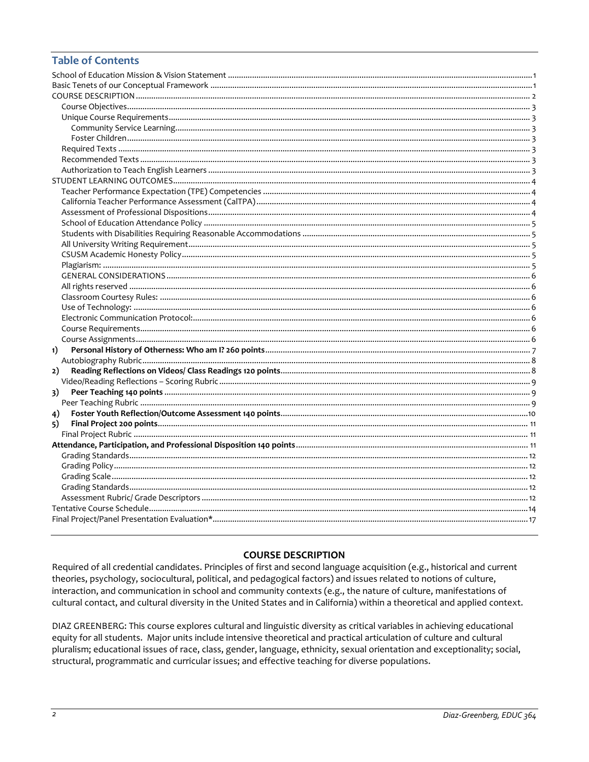## Table of Contents

School of Education Mission & Vision Statement ........ 1
Basic Tenets of our Conceptual Framework ........ 1
COURSE DESCRIPTION ........ 2
- Course Objectives ........ 3
- Unique Course Requirements ........ 3
  - Community Service Learning ........ 3
  - Foster Children ........ 3
- Required Texts ........ 3
- Recommended Texts ........ 3
- Authorization to Teach English Learners ........ 3

STUDENT LEARNING OUTCOMES ........ 4
- Teacher Performance Expectation (TPE) Competencies ........ 4
- California Teacher Performance Assessment (CalTPA) ........ 4
- Assessment of Professional Dispositions ........ 4
- School of Education Attendance Policy ........ 5
- Students with Disabilities Requiring Reasonable Accommodations ........ 5
- All University Writing Requirement ........ 5
- CSUSM Academic Honesty Policy ........ 5
- Plagiarism: ........ 5
- GENERAL CONSIDERATIONS ........ 6
- All rights reserved ........ 6
- Classroom Courtesy Rules: ........ 6
- Use of Technology: ........ 6
- Electronic Communication Protocol: ........ 6
- Course Requirements ........ 6
- Course Assignments ........ 6

1) **Personal History of Otherness: Who am I? 260 points** ........ 7
- Autobiography Rubric ........ 8

2) **Reading Reflections on Videos/ Class Readings 120 points** ........ 8
- Video/Reading Reflections – Scoring Rubric ........ 9

3) **Peer Teaching 140 points** ........ 9
- Peer Teaching Rubric ........ 9

4) **Foster Youth Reflection/Outcome Assessment 140 points** ........ 10

5) **Final Project 200 points** ........ 11
- Final Project Rubric ........ 11

**Attendance, Participation, and Professional Disposition 140 points** ........ 11
- Grading Standards ........ 12
- Grading Policy ........ 12
- Grading Scale ........ 12
- Grading Standards ........ 12
- Assessment Rubric/ Grade Descriptors ........ 12

Tentative Course Schedule ........ 14
Final Project/Panel Presentation Evaluation* ........ 17

## COURSE DESCRIPTION

Required of all credential candidates. Principles of first and second language acquisition (e.g., historical and current theories, psychology, sociocultural, political, and pedagogical factors) and issues related to notions of culture, interaction, and communication in school and community contexts (e.g., the nature of culture, manifestations of cultural contact, and cultural diversity in the United States and in California) within a theoretical and applied context.

DIAZ GREENBERG: This course explores cultural and linguistic diversity as critical variables in achieving educational equity for all students. Major units include intensive theoretical and practical articulation of culture and cultural pluralism; educational issues of race, class, gender, language, ethnicity, sexual orientation and exceptionality; social, structural, programmatic and curricular issues; and effective teaching for diverse populations.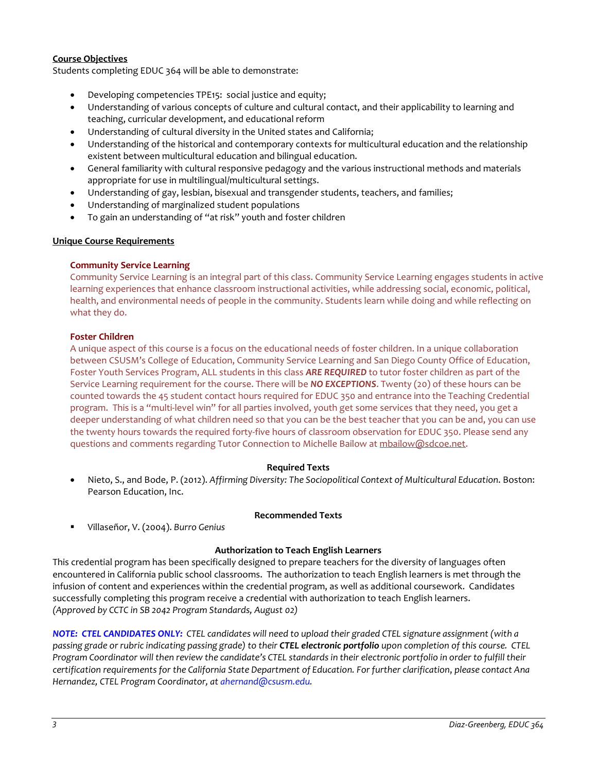**Course Objectives**

Students completing EDUC 364 will be able to demonstrate:

- Developing competencies TPE15: social justice and equity;
- Understanding of various concepts of culture and cultural contact, and their applicability to learning and teaching, curricular development, and educational reform
- Understanding of cultural diversity in the United states and California;
- Understanding of the historical and contemporary contexts for multicultural education and the relationship existent between multicultural education and bilingual education.
- General familiarity with cultural responsive pedagogy and the various instructional methods and materials appropriate for use in multilingual/multicultural settings.
- Understanding of gay, lesbian, bisexual and transgender students, teachers, and families;
- Understanding of marginalized student populations
- To gain an understanding of "at risk" youth and foster children

**Unique Course Requirements**

**Community Service Learning**

Community Service Learning is an integral part of this class. Community Service Learning engages students in active learning experiences that enhance classroom instructional activities, while addressing social, economic, political, health, and environmental needs of people in the community. Students learn while doing and while reflecting on what they do.

**Foster Children**

A unique aspect of this course is a focus on the educational needs of foster children. In a unique collaboration between CSUSM's College of Education, Community Service Learning and San Diego County Office of Education, Foster Youth Services Program, ALL students in this class ***ARE REQUIRED*** to tutor foster children as part of the Service Learning requirement for the course. There will be ***NO EXCEPTIONS***. Twenty (20) of these hours can be counted towards the 45 student contact hours required for EDUC 350 and entrance into the Teaching Credential program. This is a "multi-level win" for all parties involved, youth get some services that they need, you get a deeper understanding of what children need so that you can be the best teacher that you can be and, you can use the twenty hours towards the required forty-five hours of classroom observation for EDUC 350. Please send any questions and comments regarding Tutor Connection to Michelle Bailow at mbailow@sdcoe.net.

**Required Texts**

- Nieto, S., and Bode, P. (2012). *Affirming Diversity: The Sociopolitical Context of Multicultural Education.* Boston: Pearson Education, Inc.

**Recommended Texts**

- Villaseñor, V. (2004). *Burro Genius*

**Authorization to Teach English Learners**

This credential program has been specifically designed to prepare teachers for the diversity of languages often encountered in California public school classrooms. The authorization to teach English learners is met through the infusion of content and experiences within the credential program, as well as additional coursework. Candidates successfully completing this program receive a credential with authorization to teach English learners.
*(Approved by CCTC in SB 2042 Program Standards, August 02)*

***NOTE: CTEL CANDIDATES ONLY:*** *CTEL candidates will need to upload their graded CTEL signature assignment (with a passing grade or rubric indicating passing grade) to their **CTEL electronic portfolio** upon completion of this course. CTEL Program Coordinator will then review the candidate's CTEL standards in their electronic portfolio in order to fulfill their certification requirements for the California State Department of Education. For further clarification, please contact Ana Hernandez, CTEL Program Coordinator, at ahernand@csusm.edu.*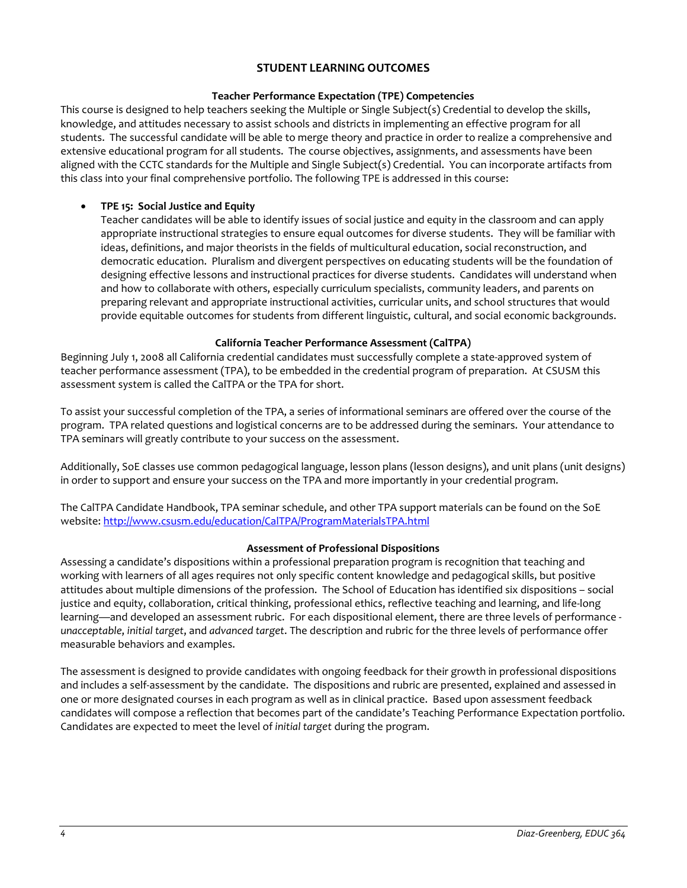## STUDENT LEARNING OUTCOMES

### Teacher Performance Expectation (TPE) Competencies

This course is designed to help teachers seeking the Multiple or Single Subject(s) Credential to develop the skills, knowledge, and attitudes necessary to assist schools and districts in implementing an effective program for all students. The successful candidate will be able to merge theory and practice in order to realize a comprehensive and extensive educational program for all students. The course objectives, assignments, and assessments have been aligned with the CCTC standards for the Multiple and Single Subject(s) Credential. You can incorporate artifacts from this class into your final comprehensive portfolio. The following TPE is addressed in this course:

- **TPE 15: Social Justice and Equity**
  Teacher candidates will be able to identify issues of social justice and equity in the classroom and can apply appropriate instructional strategies to ensure equal outcomes for diverse students. They will be familiar with ideas, definitions, and major theorists in the fields of multicultural education, social reconstruction, and democratic education. Pluralism and divergent perspectives on educating students will be the foundation of designing effective lessons and instructional practices for diverse students. Candidates will understand when and how to collaborate with others, especially curriculum specialists, community leaders, and parents on preparing relevant and appropriate instructional activities, curricular units, and school structures that would provide equitable outcomes for students from different linguistic, cultural, and social economic backgrounds.

### California Teacher Performance Assessment (CalTPA)

Beginning July 1, 2008 all California credential candidates must successfully complete a state-approved system of teacher performance assessment (TPA), to be embedded in the credential program of preparation. At CSUSM this assessment system is called the CalTPA or the TPA for short.

To assist your successful completion of the TPA, a series of informational seminars are offered over the course of the program. TPA related questions and logistical concerns are to be addressed during the seminars. Your attendance to TPA seminars will greatly contribute to your success on the assessment.

Additionally, SoE classes use common pedagogical language, lesson plans (lesson designs), and unit plans (unit designs) in order to support and ensure your success on the TPA and more importantly in your credential program.

The CalTPA Candidate Handbook, TPA seminar schedule, and other TPA support materials can be found on the SoE website: [http://www.csusm.edu/education/CalTPA/ProgramMaterialsTPA.html](http://www.csusm.edu/education/CalTPA/ProgramMaterialsTPA.html)

### Assessment of Professional Dispositions

Assessing a candidate's dispositions within a professional preparation program is recognition that teaching and working with learners of all ages requires not only specific content knowledge and pedagogical skills, but positive attitudes about multiple dimensions of the profession. The School of Education has identified six dispositions – social justice and equity, collaboration, critical thinking, professional ethics, reflective teaching and learning, and life-long learning—and developed an assessment rubric. For each dispositional element, there are three levels of performance - *unacceptable*, *initial target*, and *advanced target*. The description and rubric for the three levels of performance offer measurable behaviors and examples.

The assessment is designed to provide candidates with ongoing feedback for their growth in professional dispositions and includes a self-assessment by the candidate. The dispositions and rubric are presented, explained and assessed in one or more designated courses in each program as well as in clinical practice. Based upon assessment feedback candidates will compose a reflection that becomes part of the candidate's Teaching Performance Expectation portfolio. Candidates are expected to meet the level of *initial target* during the program.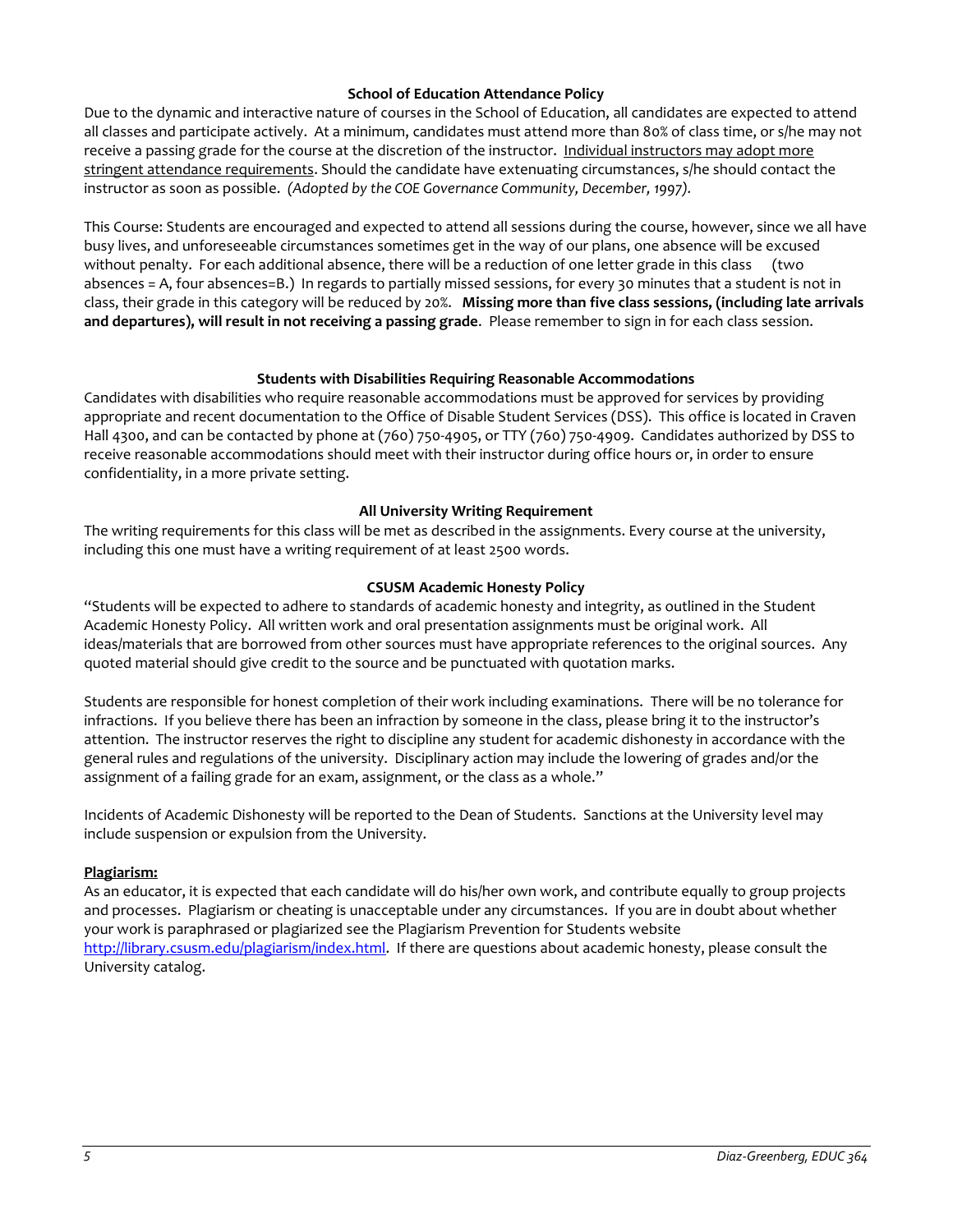### School of Education Attendance Policy

Due to the dynamic and interactive nature of courses in the School of Education, all candidates are expected to attend all classes and participate actively. At a minimum, candidates must attend more than 80% of class time, or s/he may not receive a passing grade for the course at the discretion of the instructor. Individual instructors may adopt more stringent attendance requirements. Should the candidate have extenuating circumstances, s/he should contact the instructor as soon as possible. *(Adopted by the COE Governance Community, December, 1997).*

This Course: Students are encouraged and expected to attend all sessions during the course, however, since we all have busy lives, and unforeseeable circumstances sometimes get in the way of our plans, one absence will be excused without penalty. For each additional absence, there will be a reduction of one letter grade in this class (two absences = A, four absences=B.) In regards to partially missed sessions, for every 30 minutes that a student is not in class, their grade in this category will be reduced by 20%. **Missing more than five class sessions, (including late arrivals and departures), will result in not receiving a passing grade**. Please remember to sign in for each class session.

### Students with Disabilities Requiring Reasonable Accommodations

Candidates with disabilities who require reasonable accommodations must be approved for services by providing appropriate and recent documentation to the Office of Disable Student Services (DSS). This office is located in Craven Hall 4300, and can be contacted by phone at (760) 750-4905, or TTY (760) 750-4909. Candidates authorized by DSS to receive reasonable accommodations should meet with their instructor during office hours or, in order to ensure confidentiality, in a more private setting.

### All University Writing Requirement

The writing requirements for this class will be met as described in the assignments. Every course at the university, including this one must have a writing requirement of at least 2500 words.

### CSUSM Academic Honesty Policy

"Students will be expected to adhere to standards of academic honesty and integrity, as outlined in the Student Academic Honesty Policy. All written work and oral presentation assignments must be original work. All ideas/materials that are borrowed from other sources must have appropriate references to the original sources. Any quoted material should give credit to the source and be punctuated with quotation marks.

Students are responsible for honest completion of their work including examinations. There will be no tolerance for infractions. If you believe there has been an infraction by someone in the class, please bring it to the instructor's attention. The instructor reserves the right to discipline any student for academic dishonesty in accordance with the general rules and regulations of the university. Disciplinary action may include the lowering of grades and/or the assignment of a failing grade for an exam, assignment, or the class as a whole."

Incidents of Academic Dishonesty will be reported to the Dean of Students. Sanctions at the University level may include suspension or expulsion from the University.

**Plagiarism:**

As an educator, it is expected that each candidate will do his/her own work, and contribute equally to group projects and processes. Plagiarism or cheating is unacceptable under any circumstances. If you are in doubt about whether your work is paraphrased or plagiarized see the Plagiarism Prevention for Students website http://library.csusm.edu/plagiarism/index.html. If there are questions about academic honesty, please consult the University catalog.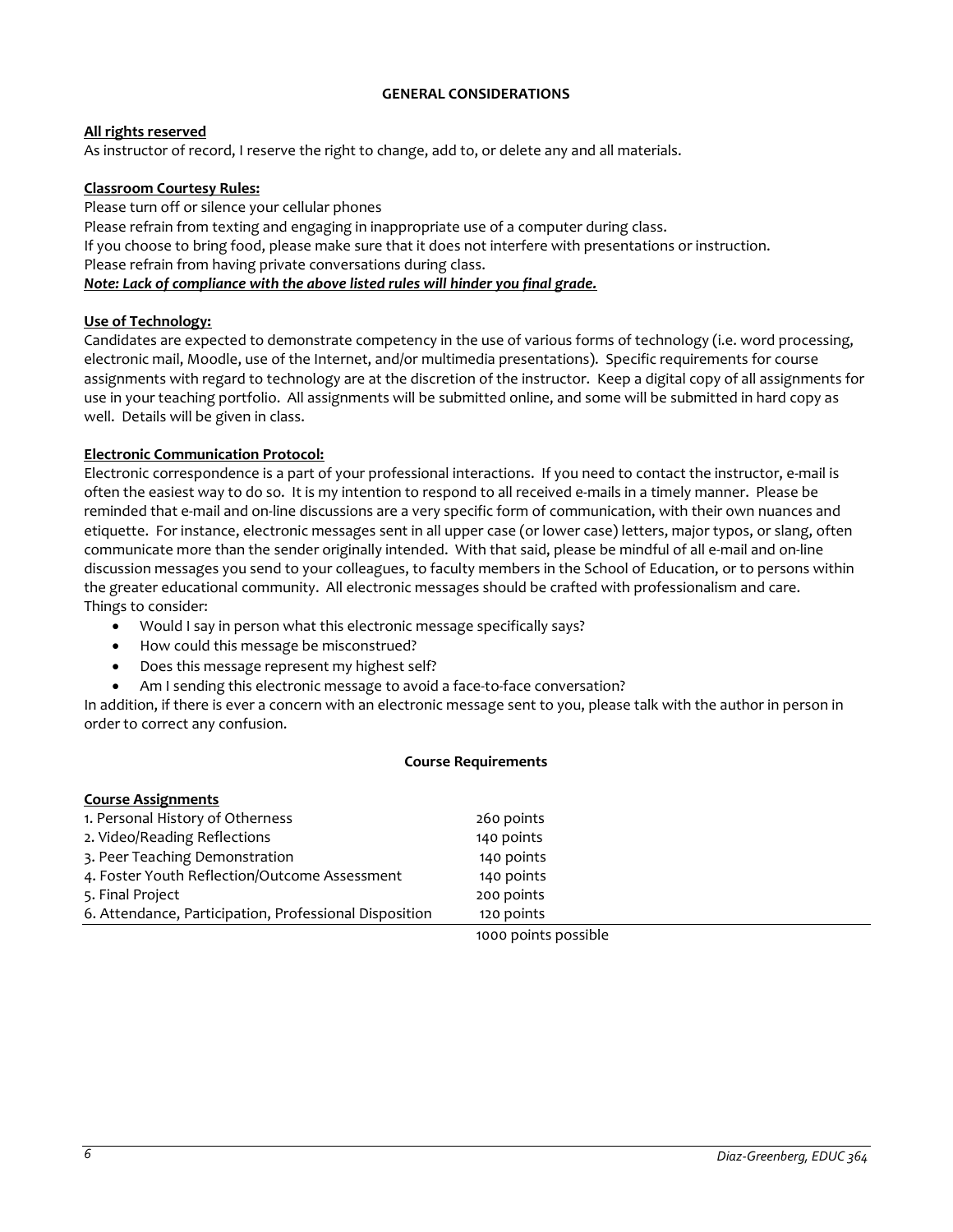## GENERAL CONSIDERATIONS

**All rights reserved**

As instructor of record, I reserve the right to change, add to, or delete any and all materials.

**Classroom Courtesy Rules:**

Please turn off or silence your cellular phones

Please refrain from texting and engaging in inappropriate use of a computer during class.

If you choose to bring food, please make sure that it does not interfere with presentations or instruction.

Please refrain from having private conversations during class.

***Note: Lack of compliance with the above listed rules will hinder you final grade.***

**Use of Technology:**

Candidates are expected to demonstrate competency in the use of various forms of technology (i.e. word processing, electronic mail, Moodle, use of the Internet, and/or multimedia presentations). Specific requirements for course assignments with regard to technology are at the discretion of the instructor. Keep a digital copy of all assignments for use in your teaching portfolio. All assignments will be submitted online, and some will be submitted in hard copy as well. Details will be given in class.

**Electronic Communication Protocol:**

Electronic correspondence is a part of your professional interactions. If you need to contact the instructor, e-mail is often the easiest way to do so. It is my intention to respond to all received e-mails in a timely manner. Please be reminded that e-mail and on-line discussions are a very specific form of communication, with their own nuances and etiquette. For instance, electronic messages sent in all upper case (or lower case) letters, major typos, or slang, often communicate more than the sender originally intended. With that said, please be mindful of all e-mail and on-line discussion messages you send to your colleagues, to faculty members in the School of Education, or to persons within the greater educational community. All electronic messages should be crafted with professionalism and care.

Things to consider:

- Would I say in person what this electronic message specifically says?
- How could this message be misconstrued?
- Does this message represent my highest self?
- Am I sending this electronic message to avoid a face-to-face conversation?

In addition, if there is ever a concern with an electronic message sent to you, please talk with the author in person in order to correct any confusion.

## Course Requirements

**Course Assignments**

| Assignment | Points |
|---|---|
| 1. Personal History of Otherness | 260 points |
| 2. Video/Reading Reflections | 140 points |
| 3. Peer Teaching Demonstration | 140 points |
| 4. Foster Youth Reflection/Outcome Assessment | 140 points |
| 5. Final Project | 200 points |
| 6. Attendance, Participation, Professional Disposition | 120 points |
| | 1000 points possible |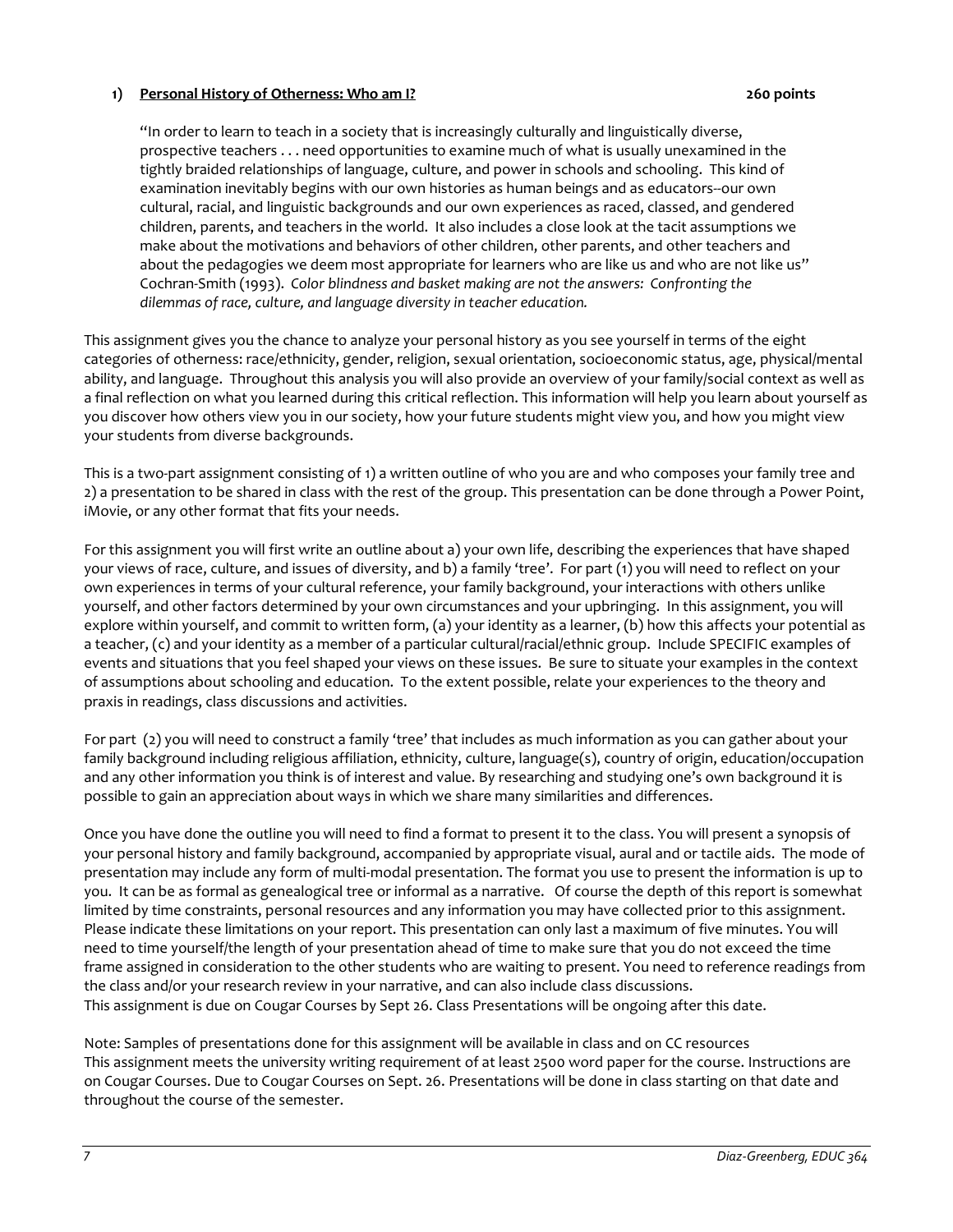### 1) Personal History of Otherness: Who am I? 260 points

> "In order to learn to teach in a society that is increasingly culturally and linguistically diverse, prospective teachers . . . need opportunities to examine much of what is usually unexamined in the tightly braided relationships of language, culture, and power in schools and schooling. This kind of examination inevitably begins with our own histories as human beings and as educators--our own cultural, racial, and linguistic backgrounds and our own experiences as raced, classed, and gendered children, parents, and teachers in the world. It also includes a close look at the tacit assumptions we make about the motivations and behaviors of other children, other parents, and other teachers and about the pedagogies we deem most appropriate for learners who are like us and who are not like us" Cochran-Smith (1993). *Color blindness and basket making are not the answers: Confronting the dilemmas of race, culture, and language diversity in teacher education.*

This assignment gives you the chance to analyze your personal history as you see yourself in terms of the eight categories of otherness: race/ethnicity, gender, religion, sexual orientation, socioeconomic status, age, physical/mental ability, and language. Throughout this analysis you will also provide an overview of your family/social context as well as a final reflection on what you learned during this critical reflection. This information will help you learn about yourself as you discover how others view you in our society, how your future students might view you, and how you might view your students from diverse backgrounds.

This is a two-part assignment consisting of 1) a written outline of who you are and who composes your family tree and 2) a presentation to be shared in class with the rest of the group. This presentation can be done through a Power Point, iMovie, or any other format that fits your needs.

For this assignment you will first write an outline about a) your own life, describing the experiences that have shaped your views of race, culture, and issues of diversity, and b) a family 'tree'. For part (1) you will need to reflect on your own experiences in terms of your cultural reference, your family background, your interactions with others unlike yourself, and other factors determined by your own circumstances and your upbringing. In this assignment, you will explore within yourself, and commit to written form, (a) your identity as a learner, (b) how this affects your potential as a teacher, (c) and your identity as a member of a particular cultural/racial/ethnic group. Include SPECIFIC examples of events and situations that you feel shaped your views on these issues. Be sure to situate your examples in the context of assumptions about schooling and education. To the extent possible, relate your experiences to the theory and praxis in readings, class discussions and activities.

For part (2) you will need to construct a family 'tree' that includes as much information as you can gather about your family background including religious affiliation, ethnicity, culture, language(s), country of origin, education/occupation and any other information you think is of interest and value. By researching and studying one's own background it is possible to gain an appreciation about ways in which we share many similarities and differences.

Once you have done the outline you will need to find a format to present it to the class. You will present a synopsis of your personal history and family background, accompanied by appropriate visual, aural and or tactile aids. The mode of presentation may include any form of multi-modal presentation. The format you use to present the information is up to you. It can be as formal as genealogical tree or informal as a narrative. Of course the depth of this report is somewhat limited by time constraints, personal resources and any information you may have collected prior to this assignment. Please indicate these limitations on your report. This presentation can only last a maximum of five minutes. You will need to time yourself/the length of your presentation ahead of time to make sure that you do not exceed the time frame assigned in consideration to the other students who are waiting to present. You need to reference readings from the class and/or your research review in your narrative, and can also include class discussions.
This assignment is due on Cougar Courses by Sept 26. Class Presentations will be ongoing after this date.

Note: Samples of presentations done for this assignment will be available in class and on CC resources
This assignment meets the university writing requirement of at least 2500 word paper for the course. Instructions are on Cougar Courses. Due to Cougar Courses on Sept. 26. Presentations will be done in class starting on that date and throughout the course of the semester.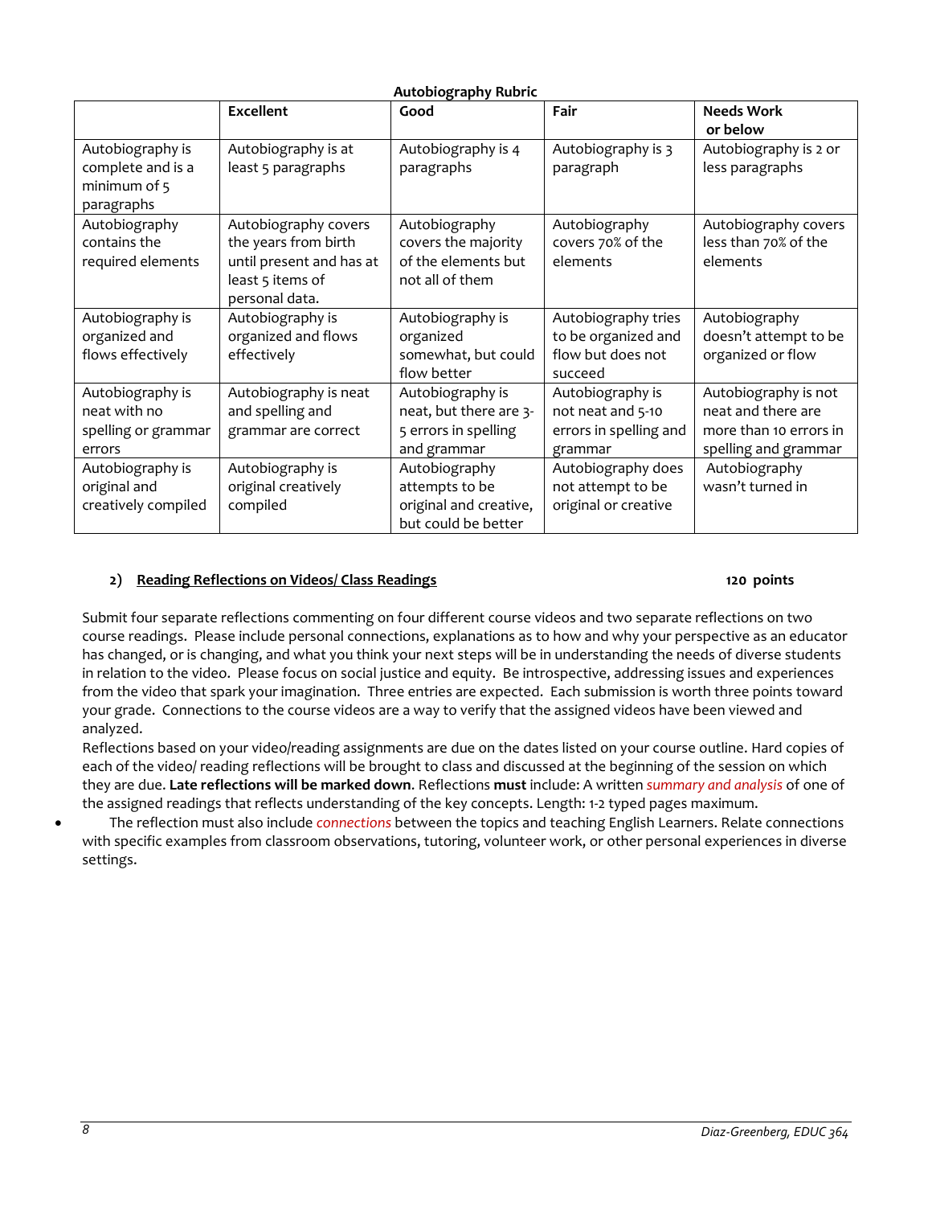**Autobiography Rubric**

| | Excellent | Good | Fair | Needs Work or below |
|---|---|---|---|---|
| Autobiography is complete and is a minimum of 5 paragraphs | Autobiography is at least 5 paragraphs | Autobiography is 4 paragraphs | Autobiography is 3 paragraph | Autobiography is 2 or less paragraphs |
| Autobiography contains the required elements | Autobiography covers the years from birth until present and has at least 5 items of personal data. | Autobiography covers the majority of the elements but not all of them | Autobiography covers 70% of the elements | Autobiography covers less than 70% of the elements |
| Autobiography is organized and flows effectively | Autobiography is organized and flows effectively | Autobiography is organized somewhat, but could flow better | Autobiography tries to be organized and flow but does not succeed | Autobiography doesn't attempt to be organized or flow |
| Autobiography is neat with no spelling or grammar errors | Autobiography is neat and spelling and grammar are correct | Autobiography is neat, but there are 3-5 errors in spelling and grammar | Autobiography is not neat and 5-10 errors in spelling and grammar | Autobiography is not neat and there are more than 10 errors in spelling and grammar |
| Autobiography is original and creatively compiled | Autobiography is original creatively compiled | Autobiography attempts to be original and creative, but could be better | Autobiography does not attempt to be original or creative | Autobiography wasn't turned in |

**2) Reading Reflections on Videos/ Class Readings** **120 points**

Submit four separate reflections commenting on four different course videos and two separate reflections on two course readings. Please include personal connections, explanations as to how and why your perspective as an educator has changed, or is changing, and what you think your next steps will be in understanding the needs of diverse students in relation to the video. Please focus on social justice and equity. Be introspective, addressing issues and experiences from the video that spark your imagination. Three entries are expected. Each submission is worth three points toward your grade. Connections to the course videos are a way to verify that the assigned videos have been viewed and analyzed.

Reflections based on your video/reading assignments are due on the dates listed on your course outline. Hard copies of each of the video/ reading reflections will be brought to class and discussed at the beginning of the session on which they are due. **Late reflections will be marked down**. Reflections **must** include: A written *summary and analysis* of one of the assigned readings that reflects understanding of the key concepts. Length: 1-2 typed pages maximum.

- The reflection must also include *connections* between the topics and teaching English Learners. Relate connections with specific examples from classroom observations, tutoring, volunteer work, or other personal experiences in diverse settings.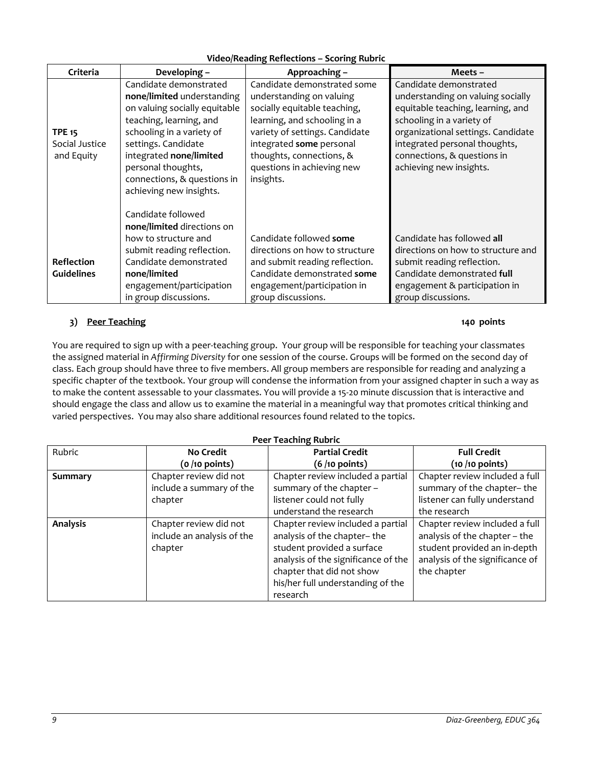**Video/Reading Reflections – Scoring Rubric**

| Criteria | Developing – | Approaching – | Meets – |
|---|---|---|---|
| **TPE 15** Social Justice and Equity | Candidate demonstrated **none/limited** understanding on valuing socially equitable teaching, learning, and schooling in a variety of settings. Candidate integrated **none/limited** personal thoughts, connections, & questions in achieving new insights. | Candidate demonstrated some understanding on valuing socially equitable teaching, learning, and schooling in a variety of settings. Candidate integrated **some** personal thoughts, connections, & questions in achieving new insights. | Candidate demonstrated understanding on valuing socially equitable teaching, learning, and schooling in a variety of organizational settings. Candidate integrated personal thoughts, connections, & questions in achieving new insights. |
| **Reflection Guidelines** | Candidate followed **none/limited** directions on how to structure and submit reading reflection. Candidate demonstrated **none/limited** engagement/participation in group discussions. | Candidate followed **some** directions on how to structure and submit reading reflection. Candidate demonstrated **some** engagement/participation in group discussions. | Candidate has followed **all** directions on how to structure and submit reading reflection. Candidate demonstrated **full** engagement & participation in group discussions. |

### 3) Peer Teaching — 140 points

You are required to sign up with a peer-teaching group. Your group will be responsible for teaching your classmates the assigned material in *Affirming Diversity* for one session of the course. Groups will be formed on the second day of class. Each group should have three to five members. All group members are responsible for reading and analyzing a specific chapter of the textbook. Your group will condense the information from your assigned chapter in such a way as to make the content assessable to your classmates. You will provide a 15-20 minute discussion that is interactive and should engage the class and allow us to examine the material in a meaningful way that promotes critical thinking and varied perspectives. You may also share additional resources found related to the topics.

**Peer Teaching Rubric**

| Rubric | No Credit (0 /10 points) | Partial Credit (6 /10 points) | Full Credit (10 /10 points) |
|---|---|---|---|
| **Summary** | Chapter review did not include a summary of the chapter | Chapter review included a partial summary of the chapter – listener could not fully understand the research | Chapter review included a full summary of the chapter– the listener can fully understand the research |
| **Analysis** | Chapter review did not include an analysis of the chapter | Chapter review included a partial analysis of the chapter– the student provided a surface analysis of the significance of the chapter that did not show his/her full understanding of the research | Chapter review included a full analysis of the chapter – the student provided an in-depth analysis of the significance of the chapter |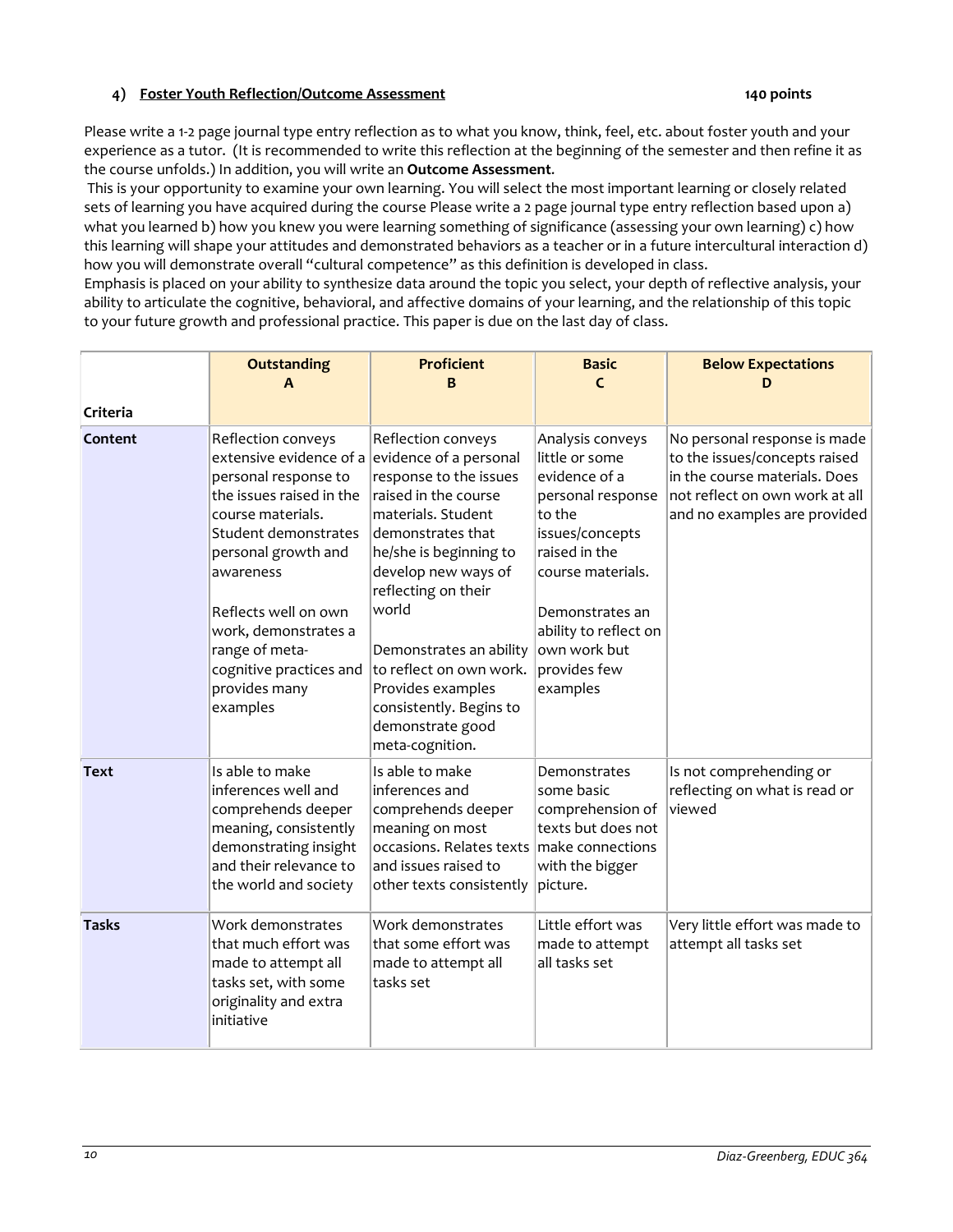### 4) Foster Youth Reflection/Outcome Assessment — 140 points

Please write a 1-2 page journal type entry reflection as to what you know, think, feel, etc. about foster youth and your experience as a tutor. (It is recommended to write this reflection at the beginning of the semester and then refine it as the course unfolds.) In addition, you will write an **Outcome Assessment**.

This is your opportunity to examine your own learning. You will select the most important learning or closely related sets of learning you have acquired during the course Please write a 2 page journal type entry reflection based upon a) what you learned b) how you knew you were learning something of significance (assessing your own learning) c) how this learning will shape your attitudes and demonstrated behaviors as a teacher or in a future intercultural interaction d) how you will demonstrate overall "cultural competence" as this definition is developed in class.

Emphasis is placed on your ability to synthesize data around the topic you select, your depth of reflective analysis, your ability to articulate the cognitive, behavioral, and affective domains of your learning, and the relationship of this topic to your future growth and professional practice. This paper is due on the last day of class.

| Criteria | Outstanding A | Proficient B | Basic C | Below Expectations D |
|---|---|---|---|---|
| **Content** | Reflection conveys extensive evidence of a personal response to the issues raised in the course materials. Student demonstrates personal growth and awareness<br><br>Reflects well on own work, demonstrates a range of meta-cognitive practices and provides many examples | Reflection conveys evidence of a personal response to the issues raised in the course materials. Student demonstrates that he/she is beginning to develop new ways of reflecting on their world<br><br>Demonstrates an ability to reflect on own work. Provides examples consistently. Begins to demonstrate good meta-cognition. | Analysis conveys little or some evidence of a personal response to the issues/concepts raised in the course materials.<br><br>Demonstrates an ability to reflect on own work but provides few examples | No personal response is made to the issues/concepts raised in the course materials. Does not reflect on own work at all and no examples are provided |
| **Text** | Is able to make inferences well and comprehends deeper meaning, consistently demonstrating insight and their relevance to the world and society | Is able to make inferences and comprehends deeper meaning on most occasions. Relates texts and issues raised to other texts consistently | Demonstrates some basic comprehension of texts but does not make connections with the bigger picture. | Is not comprehending or reflecting on what is read or viewed |
| **Tasks** | Work demonstrates that much effort was made to attempt all tasks set, with some originality and extra initiative | Work demonstrates that some effort was made to attempt all tasks set | Little effort was made to attempt all tasks set | Very little effort was made to attempt all tasks set |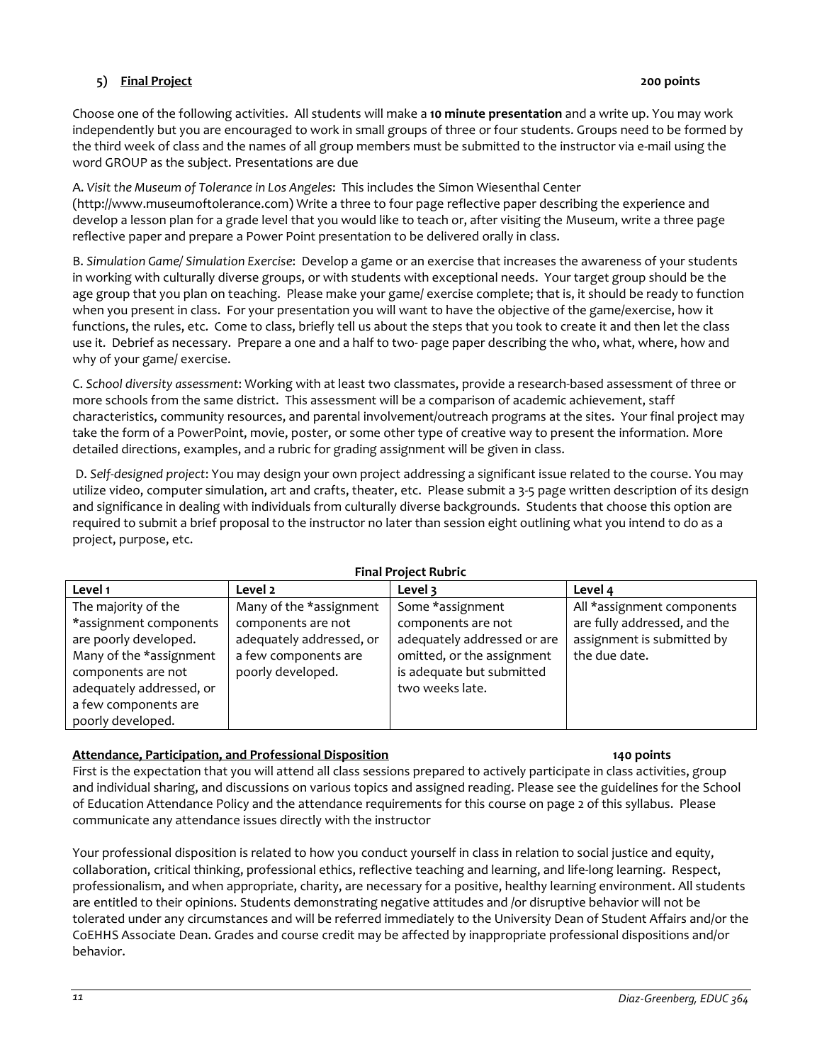### 5) **Final Project** **200 points**

Choose one of the following activities. All students will make a **10 minute presentation** and a write up. You may work independently but you are encouraged to work in small groups of three or four students. Groups need to be formed by the third week of class and the names of all group members must be submitted to the instructor via e-mail using the word GROUP as the subject. Presentations are due

A. *Visit the Museum of Tolerance in Los Angeles*: This includes the Simon Wiesenthal Center (http://www.museumoftolerance.com) Write a three to four page reflective paper describing the experience and develop a lesson plan for a grade level that you would like to teach or, after visiting the Museum, write a three page reflective paper and prepare a Power Point presentation to be delivered orally in class.

B. *Simulation Game/ Simulation Exercise*: Develop a game or an exercise that increases the awareness of your students in working with culturally diverse groups, or with students with exceptional needs. Your target group should be the age group that you plan on teaching. Please make your game/ exercise complete; that is, it should be ready to function when you present in class. For your presentation you will want to have the objective of the game/exercise, how it functions, the rules, etc. Come to class, briefly tell us about the steps that you took to create it and then let the class use it. Debrief as necessary. Prepare a one and a half to two- page paper describing the who, what, where, how and why of your game/ exercise.

C. *School diversity assessment*: Working with at least two classmates, provide a research-based assessment of three or more schools from the same district. This assessment will be a comparison of academic achievement, staff characteristics, community resources, and parental involvement/outreach programs at the sites. Your final project may take the form of a PowerPoint, movie, poster, or some other type of creative way to present the information. More detailed directions, examples, and a rubric for grading assignment will be given in class.

D. *Self-designed project*: You may design your own project addressing a significant issue related to the course. You may utilize video, computer simulation, art and crafts, theater, etc. Please submit a 3-5 page written description of its design and significance in dealing with individuals from culturally diverse backgrounds. Students that choose this option are required to submit a brief proposal to the instructor no later than session eight outlining what you intend to do as a project, purpose, etc.

**Final Project Rubric**

| Level 1 | Level 2 | Level 3 | Level 4 |
|---|---|---|---|
| The majority of the *assignment components are poorly developed. Many of the *assignment components are not adequately addressed, or a few components are poorly developed. | Many of the *assignment components are not adequately addressed, or a few components are poorly developed. | Some *assignment components are not adequately addressed or are omitted, or the assignment is adequate but submitted two weeks late. | All *assignment components are fully addressed, and the assignment is submitted by the due date. |

**Attendance, Participation, and Professional Disposition** **140 points**

First is the expectation that you will attend all class sessions prepared to actively participate in class activities, group and individual sharing, and discussions on various topics and assigned reading. Please see the guidelines for the School of Education Attendance Policy and the attendance requirements for this course on page 2 of this syllabus. Please communicate any attendance issues directly with the instructor

Your professional disposition is related to how you conduct yourself in class in relation to social justice and equity, collaboration, critical thinking, professional ethics, reflective teaching and learning, and life-long learning. Respect, professionalism, and when appropriate, charity, are necessary for a positive, healthy learning environment. All students are entitled to their opinions. Students demonstrating negative attitudes /or disruptive behavior will not be tolerated under any circumstances and will be referred immediately to the University Dean of Student Affairs and/or the CoEHHS Associate Dean. Grades and course credit may be affected by inappropriate professional dispositions and/or behavior.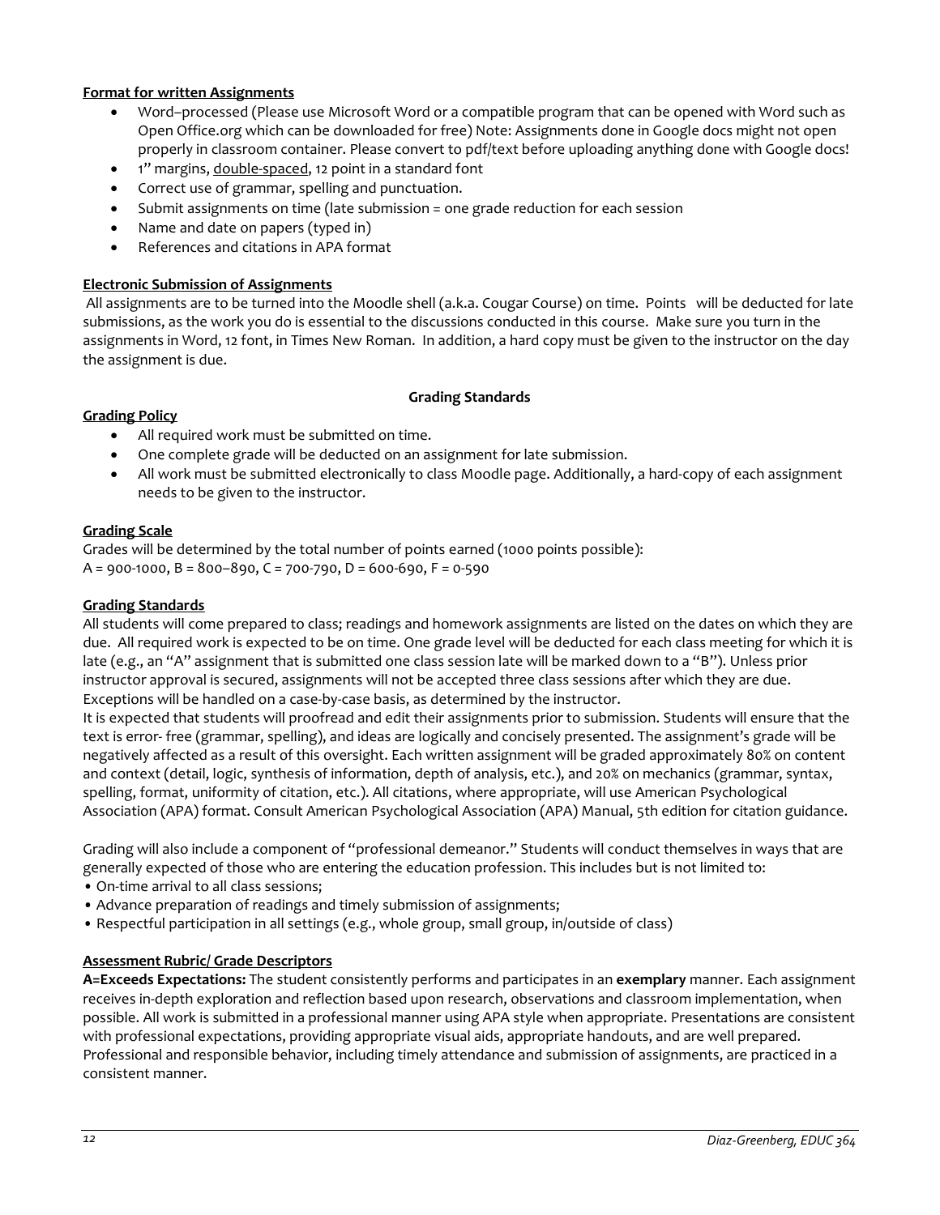**Format for written Assignments**

- Word–processed (Please use Microsoft Word or a compatible program that can be opened with Word such as Open Office.org which can be downloaded for free) Note: Assignments done in Google docs might not open properly in classroom container. Please convert to pdf/text before uploading anything done with Google docs!
- 1" margins, double-spaced, 12 point in a standard font
- Correct use of grammar, spelling and punctuation.
- Submit assignments on time (late submission = one grade reduction for each session
- Name and date on papers (typed in)
- References and citations in APA format

**Electronic Submission of Assignments**

All assignments are to be turned into the Moodle shell (a.k.a. Cougar Course) on time. Points will be deducted for late submissions, as the work you do is essential to the discussions conducted in this course. Make sure you turn in the assignments in Word, 12 font, in Times New Roman. In addition, a hard copy must be given to the instructor on the day the assignment is due.

## Grading Standards

**Grading Policy**

- All required work must be submitted on time.
- One complete grade will be deducted on an assignment for late submission.
- All work must be submitted electronically to class Moodle page. Additionally, a hard-copy of each assignment needs to be given to the instructor.

**Grading Scale**

Grades will be determined by the total number of points earned (1000 points possible):
A = 900-1000, B = 800–890, C = 700-790, D = 600-690, F = 0-590

**Grading Standards**

All students will come prepared to class; readings and homework assignments are listed on the dates on which they are due. All required work is expected to be on time. One grade level will be deducted for each class meeting for which it is late (e.g., an "A" assignment that is submitted one class session late will be marked down to a "B"). Unless prior instructor approval is secured, assignments will not be accepted three class sessions after which they are due. Exceptions will be handled on a case-by-case basis, as determined by the instructor.
It is expected that students will proofread and edit their assignments prior to submission. Students will ensure that the text is error- free (grammar, spelling), and ideas are logically and concisely presented. The assignment's grade will be negatively affected as a result of this oversight. Each written assignment will be graded approximately 80% on content and context (detail, logic, synthesis of information, depth of analysis, etc.), and 20% on mechanics (grammar, syntax, spelling, format, uniformity of citation, etc.). All citations, where appropriate, will use American Psychological Association (APA) format. Consult American Psychological Association (APA) Manual, 5th edition for citation guidance.

Grading will also include a component of "professional demeanor." Students will conduct themselves in ways that are generally expected of those who are entering the education profession. This includes but is not limited to:

- On-time arrival to all class sessions;
- Advance preparation of readings and timely submission of assignments;
- Respectful participation in all settings (e.g., whole group, small group, in/outside of class)

**Assessment Rubric/ Grade Descriptors**

**A=Exceeds Expectations:** The student consistently performs and participates in an **exemplary** manner. Each assignment receives in-depth exploration and reflection based upon research, observations and classroom implementation, when possible. All work is submitted in a professional manner using APA style when appropriate. Presentations are consistent with professional expectations, providing appropriate visual aids, appropriate handouts, and are well prepared. Professional and responsible behavior, including timely attendance and submission of assignments, are practiced in a consistent manner.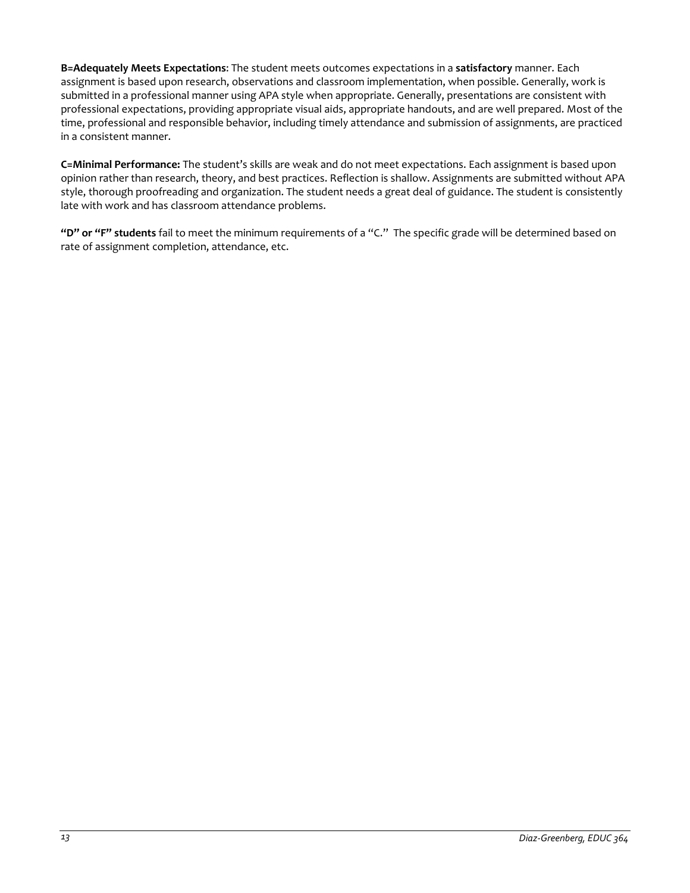**B=Adequately Meets Expectations**: The student meets outcomes expectations in a **satisfactory** manner. Each assignment is based upon research, observations and classroom implementation, when possible. Generally, work is submitted in a professional manner using APA style when appropriate. Generally, presentations are consistent with professional expectations, providing appropriate visual aids, appropriate handouts, and are well prepared. Most of the time, professional and responsible behavior, including timely attendance and submission of assignments, are practiced in a consistent manner.

**C=Minimal Performance:** The student's skills are weak and do not meet expectations. Each assignment is based upon opinion rather than research, theory, and best practices. Reflection is shallow. Assignments are submitted without APA style, thorough proofreading and organization. The student needs a great deal of guidance. The student is consistently late with work and has classroom attendance problems.

**"D" or "F" students** fail to meet the minimum requirements of a "C." The specific grade will be determined based on rate of assignment completion, attendance, etc.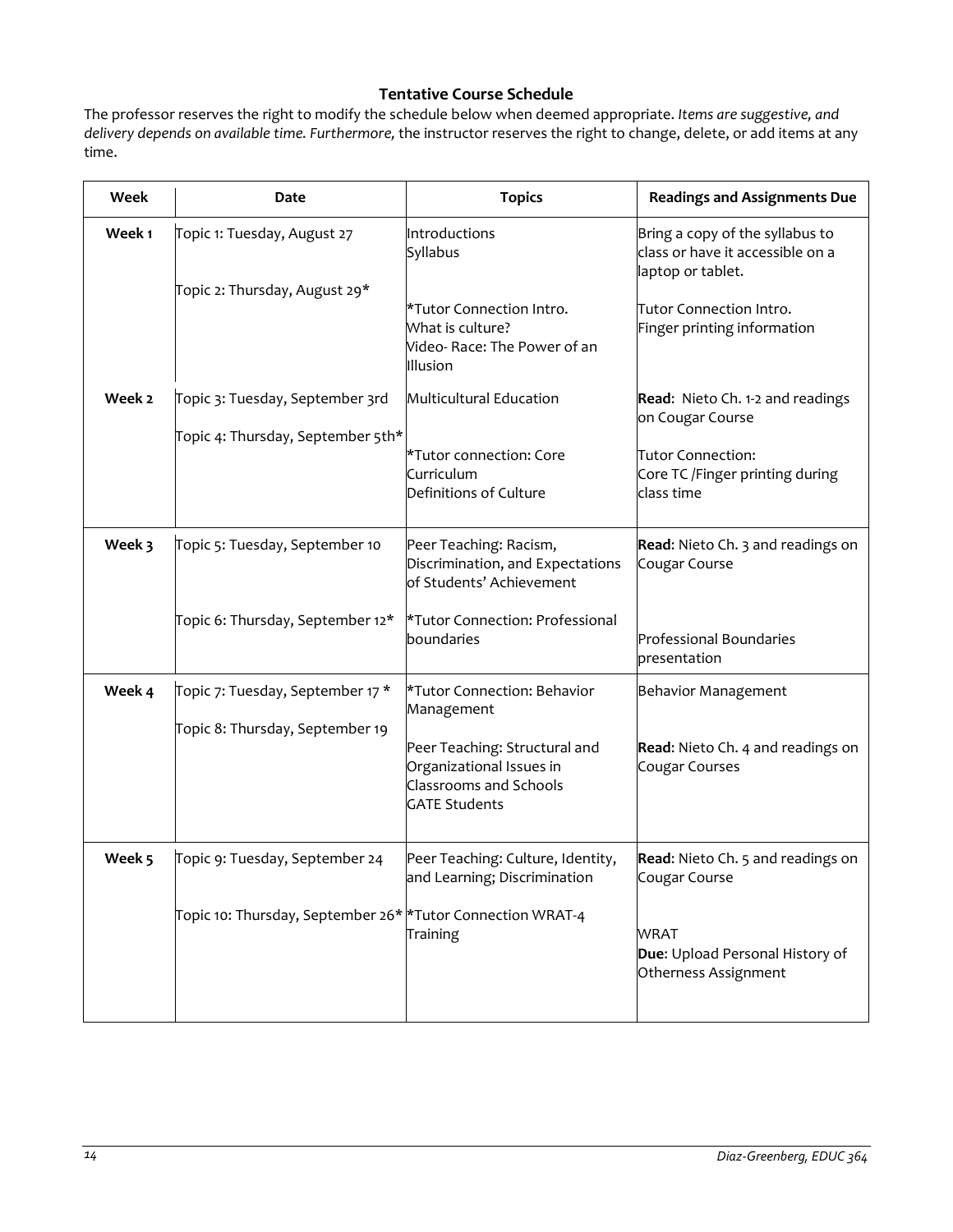## Tentative Course Schedule

The professor reserves the right to modify the schedule below when deemed appropriate. *Items are suggestive, and delivery depends on available time. Furthermore,* the instructor reserves the right to change, delete, or add items at any time.

| Week | Date | Topics | Readings and Assignments Due |
|---|---|---|---|
| **Week 1** | Topic 1: Tuesday, August 27<br><br>Topic 2: Thursday, August 29* | Introductions<br>Syllabus<br><br>*Tutor Connection Intro.<br>What is culture?<br>Video- Race: The Power of an Illusion | Bring a copy of the syllabus to class or have it accessible on a laptop or tablet.<br><br>Tutor Connection Intro.<br>Finger printing information |
| **Week 2** | Topic 3: Tuesday, September 3rd<br><br>Topic 4: Thursday, September 5th* | Multicultural Education<br><br>*Tutor connection: Core Curriculum<br>Definitions of Culture | **Read**: Nieto Ch. 1-2 and readings on Cougar Course<br><br>Tutor Connection:<br>Core TC /Finger printing during class time |
| **Week 3** | Topic 5: Tuesday, September 10<br><br>Topic 6: Thursday, September 12* | Peer Teaching: Racism, Discrimination, and Expectations of Students' Achievement<br><br>*Tutor Connection: Professional boundaries | **Read**: Nieto Ch. 3 and readings on Cougar Course<br><br>Professional Boundaries presentation |
| **Week 4** | Topic 7: Tuesday, September 17 *<br><br>Topic 8: Thursday, September 19 | *Tutor Connection: Behavior Management<br><br>Peer Teaching: Structural and Organizational Issues in Classrooms and Schools<br>GATE Students | Behavior Management<br><br>**Read**: Nieto Ch. 4 and readings on Cougar Courses |
| **Week 5** | Topic 9: Tuesday, September 24<br><br>Topic 10: Thursday, September 26* | Peer Teaching: Culture, Identity, and Learning; Discrimination<br><br>*Tutor Connection WRAT-4 Training | **Read**: Nieto Ch. 5 and readings on Cougar Course<br><br>WRAT<br>**Due**: Upload Personal History of Otherness Assignment |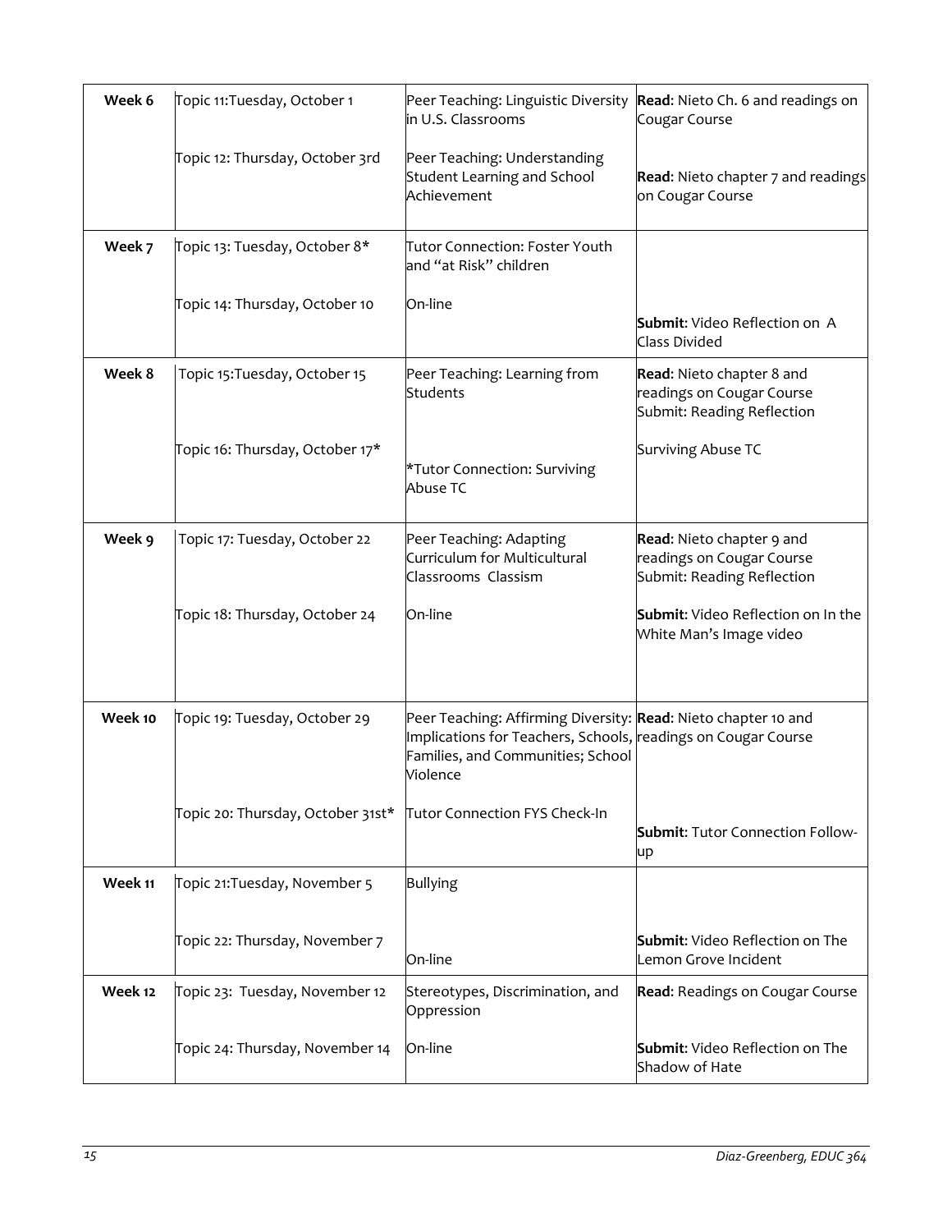| Week 6 | Topic 11:Tuesday, October 1 | Peer Teaching: Linguistic Diversity in U.S. Classrooms | **Read**: Nieto Ch. 6 and readings on Cougar Course |
|---|---|---|---|
| | Topic 12: Thursday, October 3rd | Peer Teaching: Understanding Student Learning and School Achievement | **Read**: Nieto chapter 7 and readings on Cougar Course |
| Week 7 | Topic 13: Tuesday, October 8* | Tutor Connection: Foster Youth and "at Risk" children | |
| | Topic 14: Thursday, October 10 | On-line | **Submit**: Video Reflection on A Class Divided |
| Week 8 | Topic 15:Tuesday, October 15 | Peer Teaching: Learning from Students | **Read**: Nieto chapter 8 and readings on Cougar Course Submit: Reading Reflection |
| | Topic 16: Thursday, October 17* | *Tutor Connection: Surviving Abuse TC | Surviving Abuse TC |
| Week 9 | Topic 17: Tuesday, October 22 | Peer Teaching: Adapting Curriculum for Multicultural Classrooms Classism | **Read**: Nieto chapter 9 and readings on Cougar Course Submit: Reading Reflection |
| | Topic 18: Thursday, October 24 | On-line | **Submit**: Video Reflection on In the White Man's Image video |
| Week 10 | Topic 19: Tuesday, October 29 | Peer Teaching: Affirming Diversity: Implications for Teachers, Schools, Families, and Communities; School Violence | **Read**: Nieto chapter 10 and readings on Cougar Course |
| | Topic 20: Thursday, October 31st* | Tutor Connection FYS Check-In | **Submit**: Tutor Connection Follow-up |
| Week 11 | Topic 21:Tuesday, November 5 | Bullying | |
| | Topic 22: Thursday, November 7 | On-line | **Submit**: Video Reflection on The Lemon Grove Incident |
| Week 12 | Topic 23: Tuesday, November 12 | Stereotypes, Discrimination, and Oppression | **Read**: Readings on Cougar Course |
| | Topic 24: Thursday, November 14 | On-line | **Submit**: Video Reflection on The Shadow of Hate |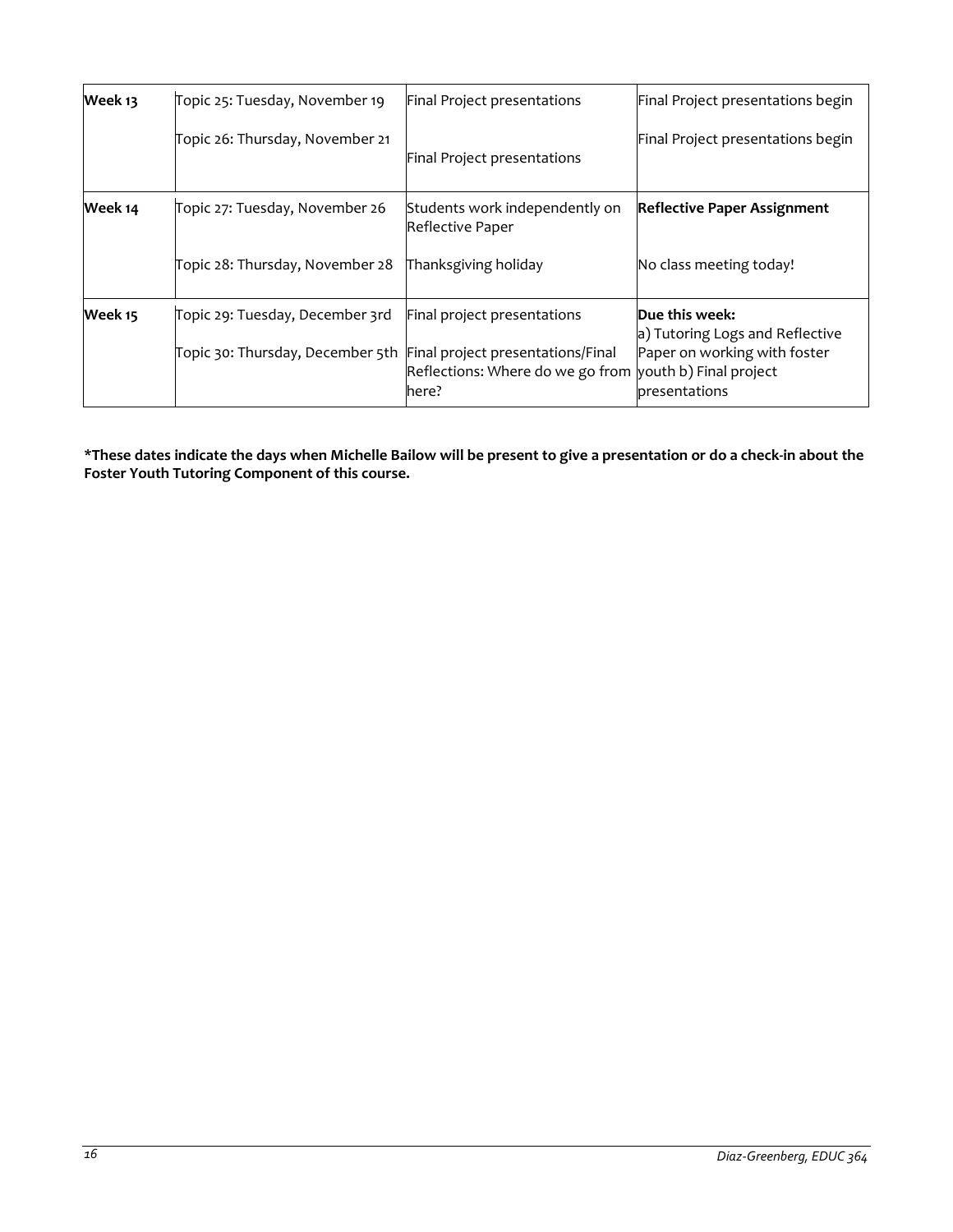| Week 13 | Topic 25: Tuesday, November 19 | Final Project presentations | Final Project presentations begin |
|---|---|---|---|
| | Topic 26: Thursday, November 21 | Final Project presentations | Final Project presentations begin |
| Week 14 | Topic 27: Tuesday, November 26 | Students work independently on Reflective Paper | **Reflective Paper Assignment** |
| | Topic 28: Thursday, November 28 | Thanksgiving holiday | No class meeting today! |
| Week 15 | Topic 29: Tuesday, December 3rd | Final project presentations | **Due this week:** a) Tutoring Logs and Reflective Paper on working with foster youth b) Final project presentations |
| | Topic 30: Thursday, December 5th | Final project presentations/Final Reflections: Where do we go from here? | |

**\*These dates indicate the days when Michelle Bailow will be present to give a presentation or do a check-in about the Foster Youth Tutoring Component of this course.**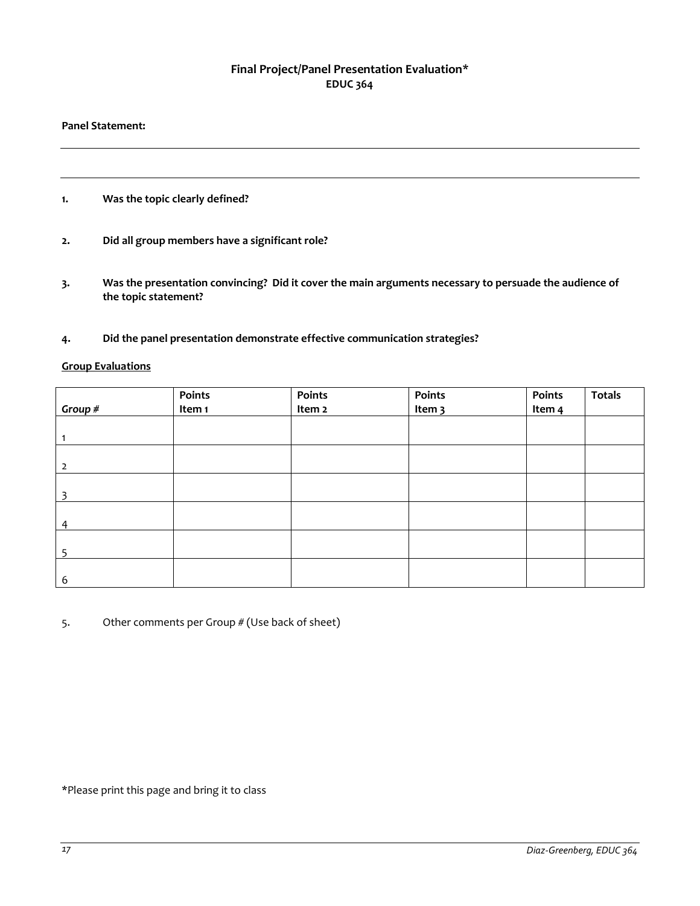**Final Project/Panel Presentation Evaluation***
**EDUC 364**

**Panel Statement:**

---

---

1. **Was the topic clearly defined?**

2. **Did all group members have a significant role?**

3. **Was the presentation convincing? Did it cover the main arguments necessary to persuade the audience of the topic statement?**

4. **Did the panel presentation demonstrate effective communication strategies?**

**Group Evaluations**

| *Group #* | Points Item 1 | Points Item 2 | Points Item 3 | Points Item 4 | Totals |
|---|---|---|---|---|---|
| 1 | | | | | |
| 2 | | | | | |
| 3 | | | | | |
| 4 | | | | | |
| 5 | | | | | |
| 6 | | | | | |

5. Other comments per Group # (Use back of sheet)

***Please print this page and bring it to class**